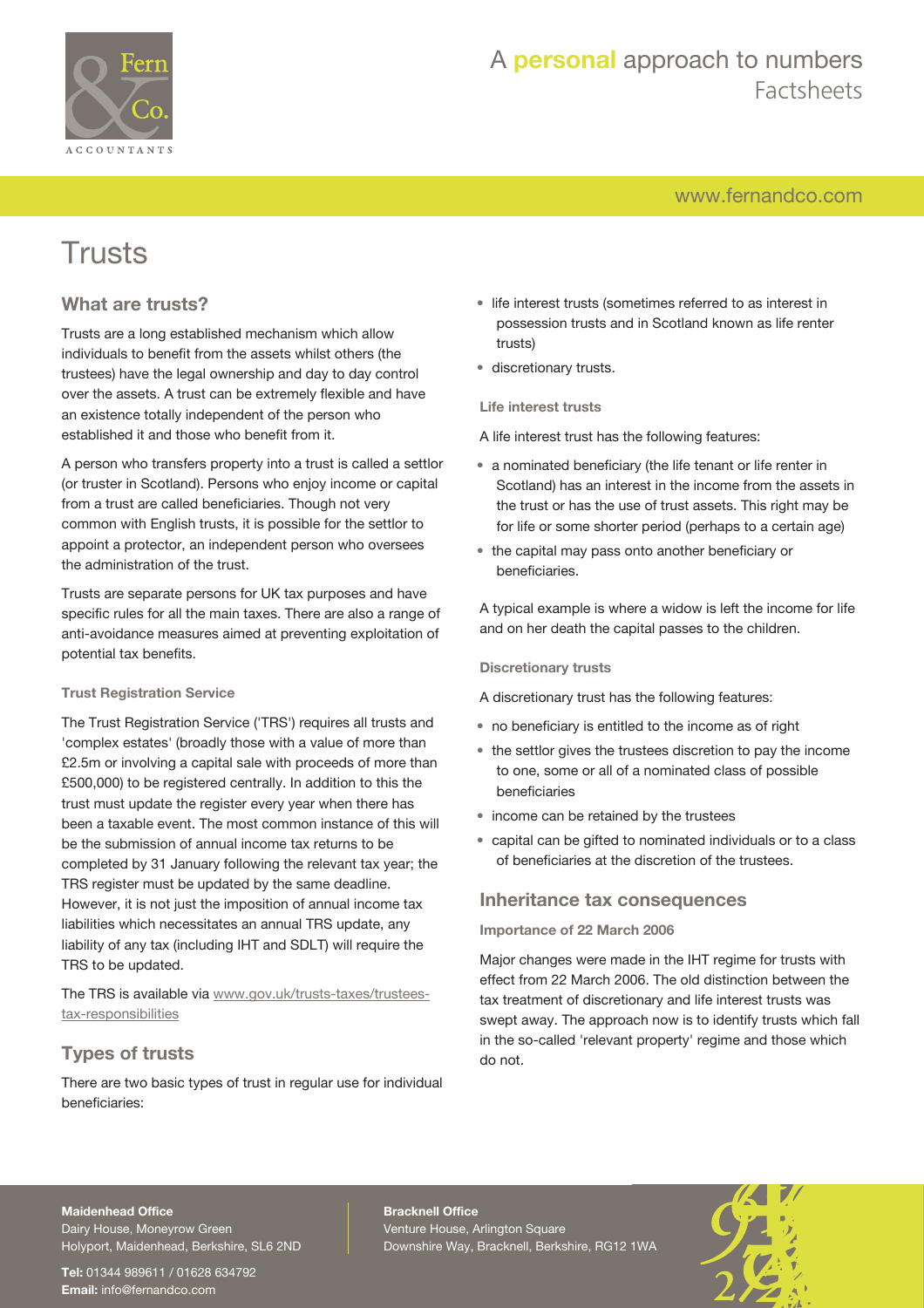# Trusts

## What are trusts?

Trusts are a long established mechanism which allow individuals to benefit from the assets whilst others (the trustees) have the legal ownership and day to day control over the assets. A trust can be extremely flexible and have an existence totally independent of the person who established it and those who benefit from it.

A person who transfers property into a trust is called a settlor (or truster in Scotland). Persons who enjoy income or capital from a trust are called beneficiaries. Though not very common with English trusts, it is possible for the settlor to appoint a protector, an independent person who oversees the administration of the trust.

Trusts are separate persons for UK tax purposes and have specific rules for all the main taxes. There are also a range of anti-avoidance measures aimed at preventing exploitation of potential tax benefits.

### Trust Registration Service

The Trust Registration Service ('TRS') requires all trusts and 'complex estates' (broadly those with a value of more than £2.5m or involving a capital sale with proceeds of more than £500,000) to be registered centrally. In addition to this the trust must update the register every year when there has been a taxable event. The most common instance of this will be the submission of annual income tax returns to be completed by 31 January following the relevant tax year; the TRS register must be updated by the same deadline. However, it is not just the imposition of annual income tax liabilities which necessitates an annual TRS update, any liability of any tax (including IHT and SDLT) will require the TRS to be updated.

The TRS is available via www.gov.uk/trusts-taxes/trustees-tax-responsibilities

## Types of trusts

There are two basic types of trust in regular use for individual beneficiaries:

- life interest trusts (sometimes referred to as interest in possession trusts and in Scotland known as life renter trusts)
- discretionary trusts.

### Life interest trusts

A life interest trust has the following features:

- a nominated beneficiary (the life tenant or life renter in Scotland) has an interest in the income from the assets in the trust or has the use of trust assets. This right may be for life or some shorter period (perhaps to a certain age)
- the capital may pass onto another beneficiary or beneficiaries.

A typical example is where a widow is left the income for life and on her death the capital passes to the children.

### Discretionary trusts

A discretionary trust has the following features:

- no beneficiary is entitled to the income as of right
- the settlor gives the trustees discretion to pay the income to one, some or all of a nominated class of possible beneficiaries
- income can be retained by the trustees
- capital can be gifted to nominated individuals or to a class of beneficiaries at the discretion of the trustees.

## Inheritance tax consequences

### Importance of 22 March 2006

Major changes were made in the IHT regime for trusts with effect from 22 March 2006. The old distinction between the tax treatment of discretionary and life interest trusts was swept away. The approach now is to identify trusts which fall in the so-called 'relevant property' regime and those which do not.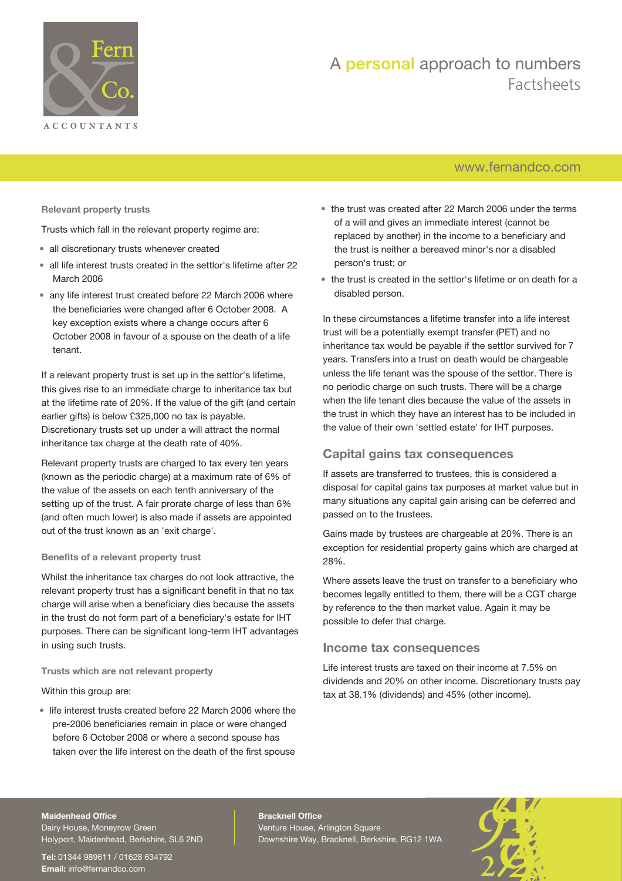### Relevant property trusts

Trusts which fall in the relevant property regime are:

- all discretionary trusts whenever created
- all life interest trusts created in the settlor's lifetime after 22 March 2006
- any life interest trust created before 22 March 2006 where the beneficiaries were changed after 6 October 2008. A key exception exists where a change occurs after 6 October 2008 in favour of a spouse on the death of a life tenant.

If a relevant property trust is set up in the settlor's lifetime, this gives rise to an immediate charge to inheritance tax but at the lifetime rate of 20%. If the value of the gift (and certain earlier gifts) is below £325,000 no tax is payable. Discretionary trusts set up under a will attract the normal inheritance tax charge at the death rate of 40%.

Relevant property trusts are charged to tax every ten years (known as the periodic charge) at a maximum rate of 6% of the value of the assets on each tenth anniversary of the setting up of the trust. A fair prorate charge of less than 6% (and often much lower) is also made if assets are appointed out of the trust known as an 'exit charge'.

### Benefits of a relevant property trust

Whilst the inheritance tax charges do not look attractive, the relevant property trust has a significant benefit in that no tax charge will arise when a beneficiary dies because the assets in the trust do not form part of a beneficiary's estate for IHT purposes. There can be significant long-term IHT advantages in using such trusts.

### Trusts which are not relevant property

Within this group are:

- life interest trusts created before 22 March 2006 where the pre-2006 beneficiaries remain in place or were changed before 6 October 2008 or where a second spouse has taken over the life interest on the death of the first spouse
- the trust was created after 22 March 2006 under the terms of a will and gives an immediate interest (cannot be replaced by another) in the income to a beneficiary and the trust is neither a bereaved minor's nor a disabled person's trust; or
- the trust is created in the settlor's lifetime or on death for a disabled person.

In these circumstances a lifetime transfer into a life interest trust will be a potentially exempt transfer (PET) and no inheritance tax would be payable if the settlor survived for 7 years. Transfers into a trust on death would be chargeable unless the life tenant was the spouse of the settlor. There is no periodic charge on such trusts. There will be a charge when the life tenant dies because the value of the assets in the trust in which they have an interest has to be included in the value of their own 'settled estate' for IHT purposes.

## Capital gains tax consequences

If assets are transferred to trustees, this is considered a disposal for capital gains tax purposes at market value but in many situations any capital gain arising can be deferred and passed on to the trustees.

Gains made by trustees are chargeable at 20%. There is an exception for residential property gains which are charged at 28%.

Where assets leave the trust on transfer to a beneficiary who becomes legally entitled to them, there will be a CGT charge by reference to the then market value. Again it may be possible to defer that charge.

## Income tax consequences

Life interest trusts are taxed on their income at 7.5% on dividends and 20% on other income. Discretionary trusts pay tax at 38.1% (dividends) and 45% (other income).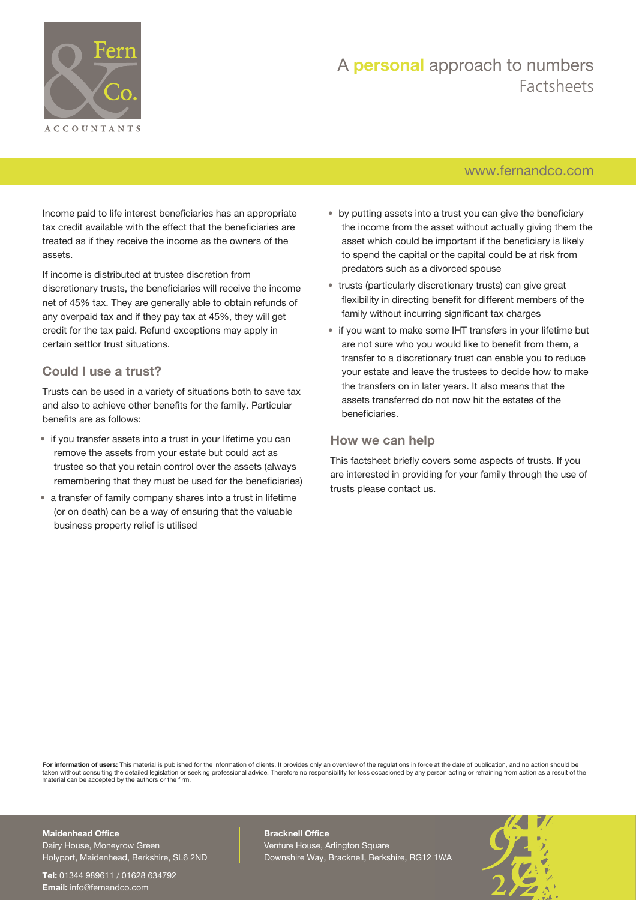Income paid to life interest beneficiaries has an appropriate tax credit available with the effect that the beneficiaries are treated as if they receive the income as the owners of the assets.

If income is distributed at trustee discretion from discretionary trusts, the beneficiaries will receive the income net of 45% tax. They are generally able to obtain refunds of any overpaid tax and if they pay tax at 45%, they will get credit for the tax paid. Refund exceptions may apply in certain settlor trust situations.

## Could I use a trust?

Trusts can be used in a variety of situations both to save tax and also to achieve other benefits for the family. Particular benefits are as follows:

- if you transfer assets into a trust in your lifetime you can remove the assets from your estate but could act as trustee so that you retain control over the assets (always remembering that they must be used for the beneficiaries)
- a transfer of family company shares into a trust in lifetime (or on death) can be a way of ensuring that the valuable business property relief is utilised
- by putting assets into a trust you can give the beneficiary the income from the asset without actually giving them the asset which could be important if the beneficiary is likely to spend the capital or the capital could be at risk from predators such as a divorced spouse
- trusts (particularly discretionary trusts) can give great flexibility in directing benefit for different members of the family without incurring significant tax charges
- if you want to make some IHT transfers in your lifetime but are not sure who you would like to benefit from them, a transfer to a discretionary trust can enable you to reduce your estate and leave the trustees to decide how to make the transfers on in later years. It also means that the assets transferred do not now hit the estates of the beneficiaries.

## How we can help

This factsheet briefly covers some aspects of trusts. If you are interested in providing for your family through the use of trusts please contact us.

**For information of users:** This material is published for the information of clients. It provides only an overview of the regulations in force at the date of publication, and no action should be taken without consulting the detailed legislation or seeking professional advice. Therefore no responsibility for loss occasioned by any person acting or refraining from action as a result of the material can be accepted by the authors or the firm.